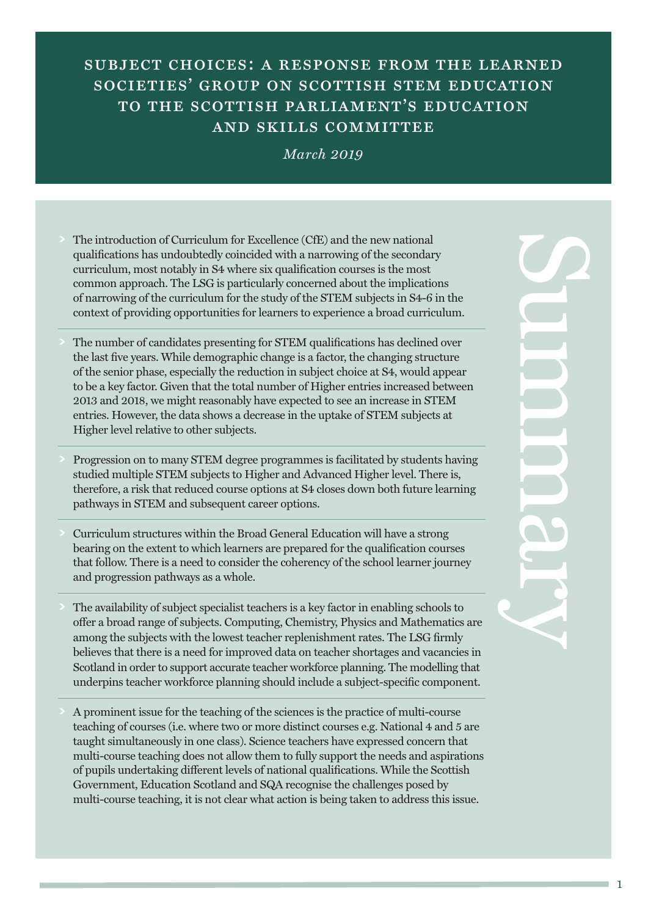# Subject Choices: A Response from the Learned Societies' Group on Scottish STEM Education to the Scottish Parliament's Education and Skills Committee

*March 2019*

## Summary

- The introduction of Curriculum for Excellence (CfE) and the new national qualifications has undoubtedly coincided with a narrowing of the secondary curriculum, most notably in S4 where six qualification courses is the most common approach. The LSG is particularly concerned about the implications of narrowing of the curriculum for the study of the STEM subjects in S4-6 in the context of providing opportunities for learners to experience a broad curriculum.

- The number of candidates presenting for STEM qualifications has declined over the last five years. While demographic change is a factor, the changing structure of the senior phase, especially the reduction in subject choice at S4, would appear to be a key factor. Given that the total number of Higher entries increased between 2013 and 2018, we might reasonably have expected to see an increase in STEM entries. However, the data shows a decrease in the uptake of STEM subjects at Higher level relative to other subjects.

- Progression on to many STEM degree programmes is facilitated by students having studied multiple STEM subjects to Higher and Advanced Higher level. There is, therefore, a risk that reduced course options at S4 closes down both future learning pathways in STEM and subsequent career options.

- Curriculum structures within the Broad General Education will have a strong bearing on the extent to which learners are prepared for the qualification courses that follow. There is a need to consider the coherency of the school learner journey and progression pathways as a whole.

- The availability of subject specialist teachers is a key factor in enabling schools to offer a broad range of subjects. Computing, Chemistry, Physics and Mathematics are among the subjects with the lowest teacher replenishment rates. The LSG firmly believes that there is a need for improved data on teacher shortages and vacancies in Scotland in order to support accurate teacher workforce planning. The modelling that underpins teacher workforce planning should include a subject-specific component.

- A prominent issue for the teaching of the sciences is the practice of multi-course teaching of courses (i.e. where two or more distinct courses e.g. National 4 and 5 are taught simultaneously in one class). Science teachers have expressed concern that multi-course teaching does not allow them to fully support the needs and aspirations of pupils undertaking different levels of national qualifications. While the Scottish Government, Education Scotland and SQA recognise the challenges posed by multi-course teaching, it is not clear what action is being taken to address this issue.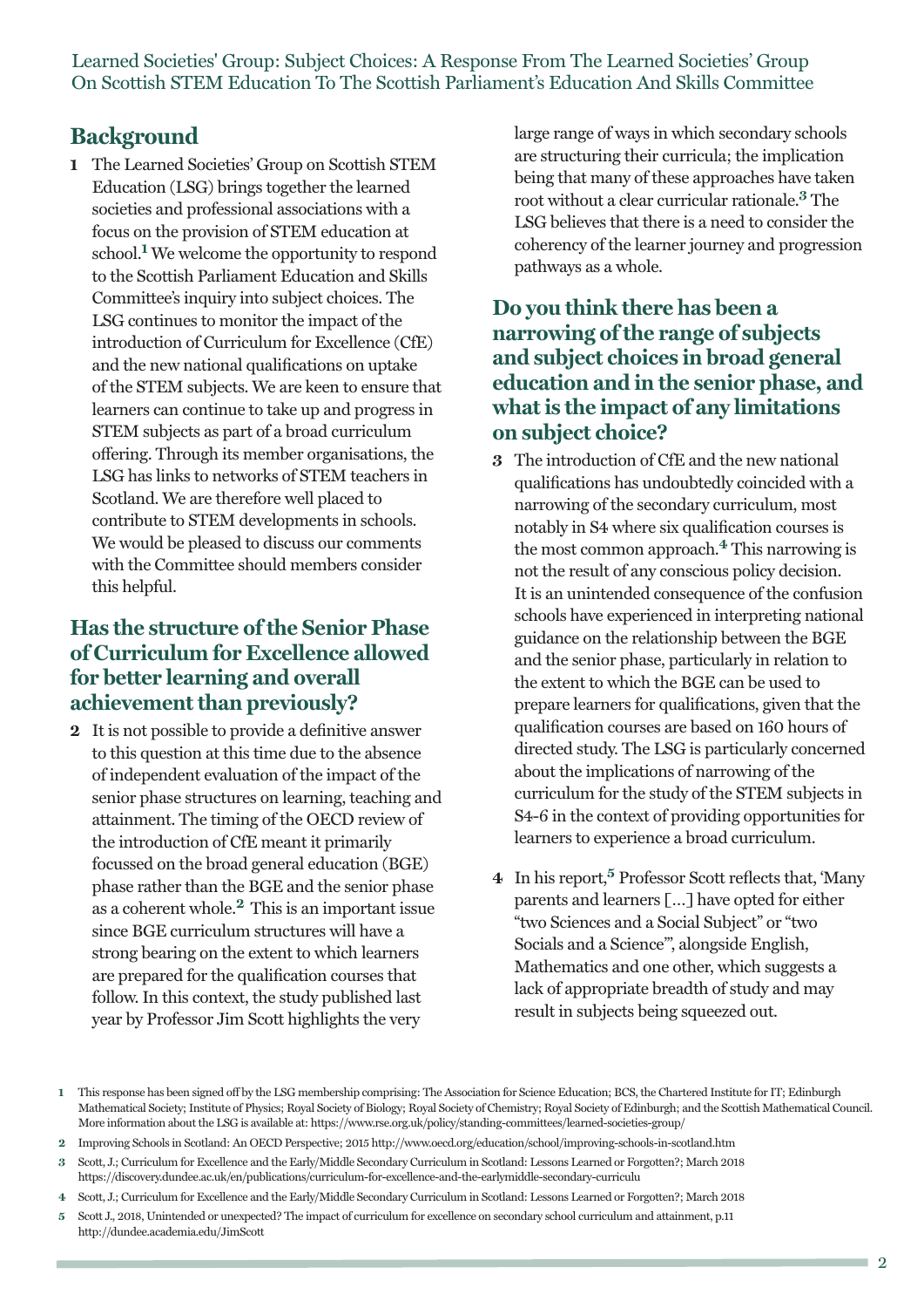## Background

**1** The Learned Societies' Group on Scottish STEM Education (LSG) brings together the learned societies and professional associations with a focus on the provision of STEM education at school.[1] We welcome the opportunity to respond to the Scottish Parliament Education and Skills Committee's inquiry into subject choices. The LSG continues to monitor the impact of the introduction of Curriculum for Excellence (CfE) and the new national qualifications on uptake of the STEM subjects. We are keen to ensure that learners can continue to take up and progress in STEM subjects as part of a broad curriculum offering. Through its member organisations, the LSG has links to networks of STEM teachers in Scotland. We are therefore well placed to contribute to STEM developments in schools. We would be pleased to discuss our comments with the Committee should members consider this helpful.

## Has the structure of the Senior Phase of Curriculum for Excellence allowed for better learning and overall achievement than previously?

**2** It is not possible to provide a definitive answer to this question at this time due to the absence of independent evaluation of the impact of the senior phase structures on learning, teaching and attainment. The timing of the OECD review of the introduction of CfE meant it primarily focussed on the broad general education (BGE) phase rather than the BGE and the senior phase as a coherent whole.[2] This is an important issue since BGE curriculum structures will have a strong bearing on the extent to which learners are prepared for the qualification courses that follow. In this context, the study published last year by Professor Jim Scott highlights the very large range of ways in which secondary schools are structuring their curricula; the implication being that many of these approaches have taken root without a clear curricular rationale.[3] The LSG believes that there is a need to consider the coherency of the learner journey and progression pathways as a whole.

## Do you think there has been a narrowing of the range of subjects and subject choices in broad general education and in the senior phase, and what is the impact of any limitations on subject choice?

**3** The introduction of CfE and the new national qualifications has undoubtedly coincided with a narrowing of the secondary curriculum, most notably in S4 where six qualification courses is the most common approach.[4] This narrowing is not the result of any conscious policy decision. It is an unintended consequence of the confusion schools have experienced in interpreting national guidance on the relationship between the BGE and the senior phase, particularly in relation to the extent to which the BGE can be used to prepare learners for qualifications, given that the qualification courses are based on 160 hours of directed study. The LSG is particularly concerned about the implications of narrowing of the curriculum for the study of the STEM subjects in S4-6 in the context of providing opportunities for learners to experience a broad curriculum.

**4** In his report,[5] Professor Scott reflects that, 'Many parents and learners […] have opted for either "two Sciences and a Social Subject" or "two Socials and a Science"', alongside English, Mathematics and one other, which suggests a lack of appropriate breadth of study and may result in subjects being squeezed out.

---

**1** This response has been signed off by the LSG membership comprising: The Association for Science Education; BCS, the Chartered Institute for IT; Edinburgh Mathematical Society; Institute of Physics; Royal Society of Biology; Royal Society of Chemistry; Royal Society of Edinburgh; and the Scottish Mathematical Council. More information about the LSG is available at: https://www.rse.org.uk/policy/standing-committees/learned-societies-group/

**2** Improving Schools in Scotland: An OECD Perspective; 2015 http://www.oecd.org/education/school/improving-schools-in-scotland.htm

**3** Scott, J.; Curriculum for Excellence and the Early/Middle Secondary Curriculum in Scotland: Lessons Learned or Forgotten?; March 2018 https://discovery.dundee.ac.uk/en/publications/curriculum-for-excellence-and-the-earlymiddle-secondary-curriculu

**4** Scott, J.; Curriculum for Excellence and the Early/Middle Secondary Curriculum in Scotland: Lessons Learned or Forgotten?; March 2018

**5** Scott J., 2018, Unintended or unexpected? The impact of curriculum for excellence on secondary school curriculum and attainment, p.11 http://dundee.academia.edu/JimScott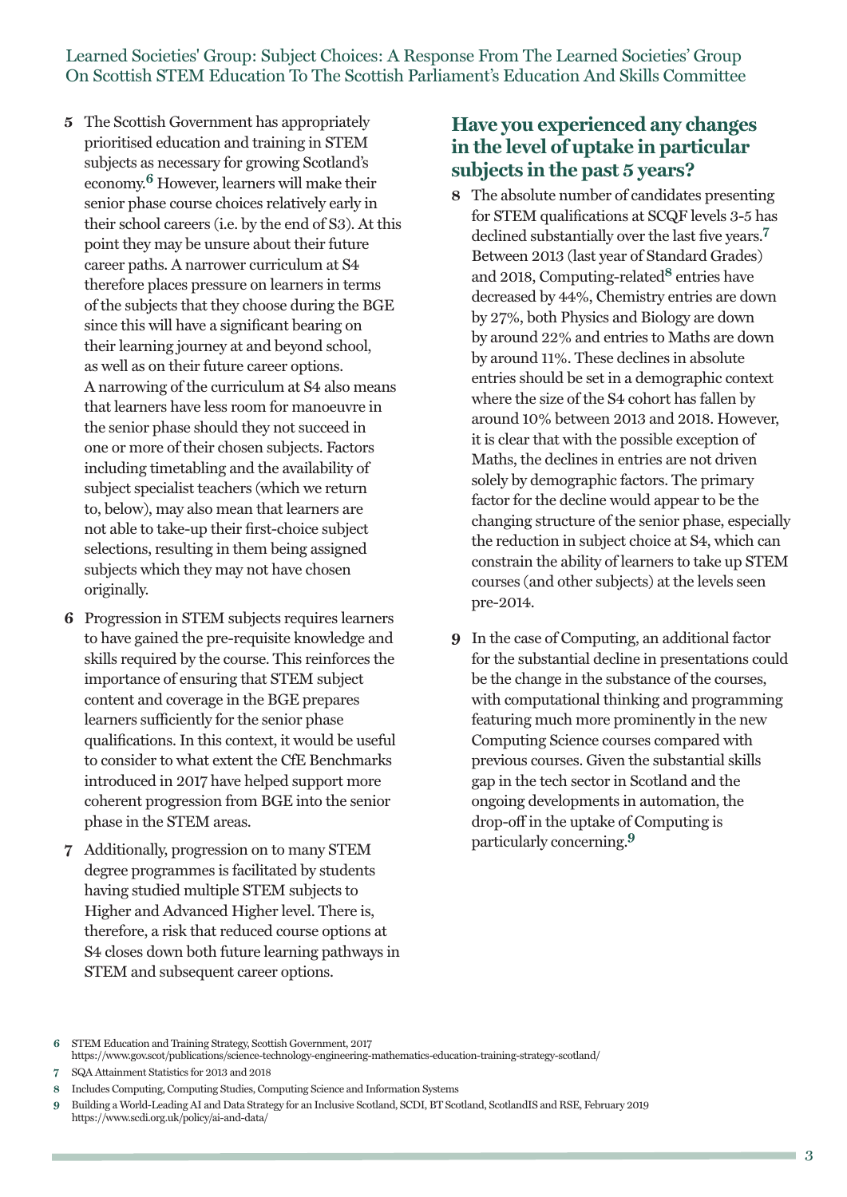**5** The Scottish Government has appropriately prioritised education and training in STEM subjects as necessary for growing Scotland's economy.[6] However, learners will make their senior phase course choices relatively early in their school careers (i.e. by the end of S3). At this point they may be unsure about their future career paths. A narrower curriculum at S4 therefore places pressure on learners in terms of the subjects that they choose during the BGE since this will have a significant bearing on their learning journey at and beyond school, as well as on their future career options. A narrowing of the curriculum at S4 also means that learners have less room for manoeuvre in the senior phase should they not succeed in one or more of their chosen subjects. Factors including timetabling and the availability of subject specialist teachers (which we return to, below), may also mean that learners are not able to take-up their first-choice subject selections, resulting in them being assigned subjects which they may not have chosen originally.

**6** Progression in STEM subjects requires learners to have gained the pre-requisite knowledge and skills required by the course. This reinforces the importance of ensuring that STEM subject content and coverage in the BGE prepares learners sufficiently for the senior phase qualifications. In this context, it would be useful to consider to what extent the CfE Benchmarks introduced in 2017 have helped support more coherent progression from BGE into the senior phase in the STEM areas.

**7** Additionally, progression on to many STEM degree programmes is facilitated by students having studied multiple STEM subjects to Higher and Advanced Higher level. There is, therefore, a risk that reduced course options at S4 closes down both future learning pathways in STEM and subsequent career options.

## Have you experienced any changes in the level of uptake in particular subjects in the past 5 years?

**8** The absolute number of candidates presenting for STEM qualifications at SCQF levels 3-5 has declined substantially over the last five years.[7] Between 2013 (last year of Standard Grades) and 2018, Computing-related[8] entries have decreased by 44%, Chemistry entries are down by 27%, both Physics and Biology are down by around 22% and entries to Maths are down by around 11%. These declines in absolute entries should be set in a demographic context where the size of the S4 cohort has fallen by around 10% between 2013 and 2018. However, it is clear that with the possible exception of Maths, the declines in entries are not driven solely by demographic factors. The primary factor for the decline would appear to be the changing structure of the senior phase, especially the reduction in subject choice at S4, which can constrain the ability of learners to take up STEM courses (and other subjects) at the levels seen pre-2014.

**9** In the case of Computing, an additional factor for the substantial decline in presentations could be the change in the substance of the courses, with computational thinking and programming featuring much more prominently in the new Computing Science courses compared with previous courses. Given the substantial skills gap in the tech sector in Scotland and the ongoing developments in automation, the drop-off in the uptake of Computing is particularly concerning.[9]

---

**6** STEM Education and Training Strategy, Scottish Government, 2017 https://www.gov.scot/publications/science-technology-engineering-mathematics-education-training-strategy-scotland/

**7** SQA Attainment Statistics for 2013 and 2018

**8** Includes Computing, Computing Studies, Computing Science and Information Systems

**9** Building a World-Leading AI and Data Strategy for an Inclusive Scotland, SCDI, BT Scotland, ScotlandIS and RSE, February 2019 https://www.scdi.org.uk/policy/ai-and-data/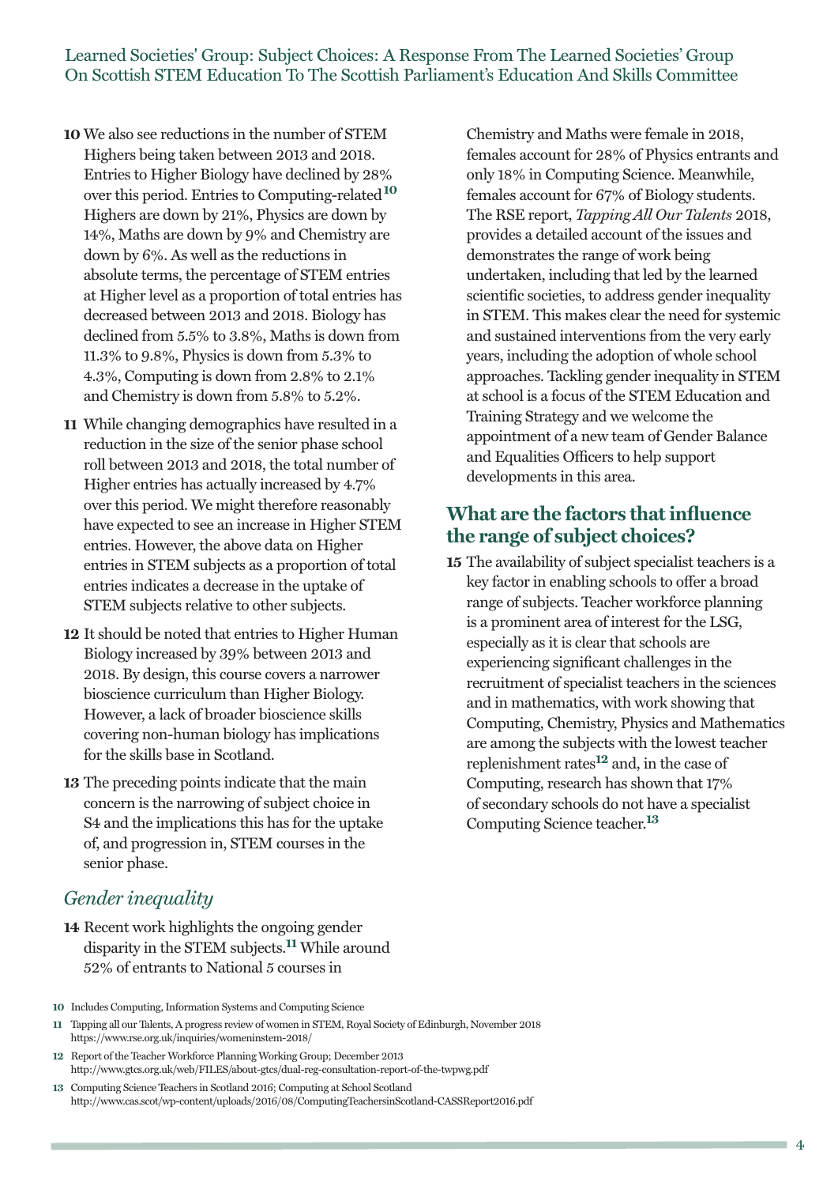**10** We also see reductions in the number of STEM Highers being taken between 2013 and 2018. Entries to Higher Biology have declined by 28% over this period. Entries to Computing-related[10] Highers are down by 21%, Physics are down by 14%, Maths are down by 9% and Chemistry are down by 6%. As well as the reductions in absolute terms, the percentage of STEM entries at Higher level as a proportion of total entries has decreased between 2013 and 2018. Biology has declined from 5.5% to 3.8%, Maths is down from 11.3% to 9.8%, Physics is down from 5.3% to 4.3%, Computing is down from 2.8% to 2.1% and Chemistry is down from 5.8% to 5.2%.

**11** While changing demographics have resulted in a reduction in the size of the senior phase school roll between 2013 and 2018, the total number of Higher entries has actually increased by 4.7% over this period. We might therefore reasonably have expected to see an increase in Higher STEM entries. However, the above data on Higher entries in STEM subjects as a proportion of total entries indicates a decrease in the uptake of STEM subjects relative to other subjects.

**12** It should be noted that entries to Higher Human Biology increased by 39% between 2013 and 2018. By design, this course covers a narrower bioscience curriculum than Higher Biology. However, a lack of broader bioscience skills covering non-human biology has implications for the skills base in Scotland.

**13** The preceding points indicate that the main concern is the narrowing of subject choice in S4 and the implications this has for the uptake of, and progression in, STEM courses in the senior phase.

## *Gender inequality*

**14** Recent work highlights the ongoing gender disparity in the STEM subjects.[11] While around 52% of entrants to National 5 courses in Chemistry and Maths were female in 2018, females account for 28% of Physics entrants and only 18% in Computing Science. Meanwhile, females account for 67% of Biology students. The RSE report, *Tapping All Our Talents* 2018, provides a detailed account of the issues and demonstrates the range of work being undertaken, including that led by the learned scientific societies, to address gender inequality in STEM. This makes clear the need for systemic and sustained interventions from the very early years, including the adoption of whole school approaches. Tackling gender inequality in STEM at school is a focus of the STEM Education and Training Strategy and we welcome the appointment of a new team of Gender Balance and Equalities Officers to help support developments in this area.

## What are the factors that influence the range of subject choices?

**15** The availability of subject specialist teachers is a key factor in enabling schools to offer a broad range of subjects. Teacher workforce planning is a prominent area of interest for the LSG, especially as it is clear that schools are experiencing significant challenges in the recruitment of specialist teachers in the sciences and in mathematics, with work showing that Computing, Chemistry, Physics and Mathematics are among the subjects with the lowest teacher replenishment rates[12] and, in the case of Computing, research has shown that 17% of secondary schools do not have a specialist Computing Science teacher.[13]

---

**10** Includes Computing, Information Systems and Computing Science

**11** Tapping all our Talents, A progress review of women in STEM, Royal Society of Edinburgh, November 2018 https://www.rse.org.uk/inquiries/womeninstem-2018/

**12** Report of the Teacher Workforce Planning Working Group; December 2013 http://www.gtcs.org.uk/web/FILES/about-gtcs/dual-reg-consultation-report-of-the-twpwg.pdf

**13** Computing Science Teachers in Scotland 2016; Computing at School Scotland http://www.cas.scot/wp-content/uploads/2016/08/ComputingTeachersinScotland-CASSReport2016.pdf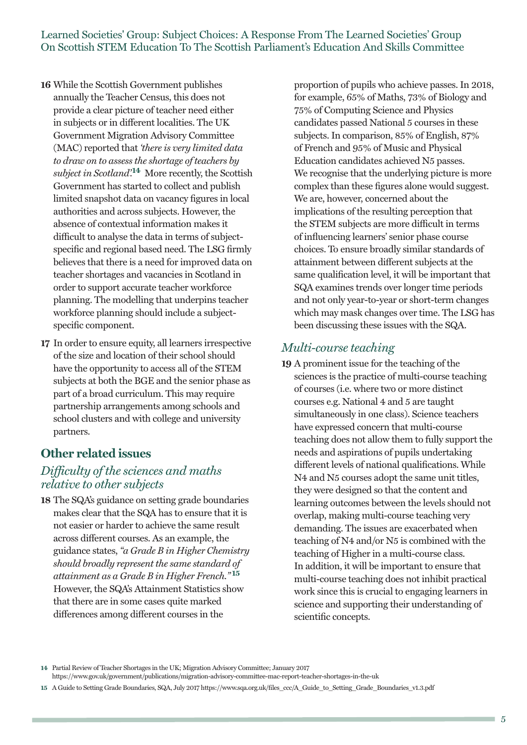**16** While the Scottish Government publishes annually the Teacher Census, this does not provide a clear picture of teacher need either in subjects or in different localities. The UK Government Migration Advisory Committee (MAC) reported that *'there is very limited data to draw on to assess the shortage of teachers by subject in Scotland'*.[14] More recently, the Scottish Government has started to collect and publish limited snapshot data on vacancy figures in local authorities and across subjects. However, the absence of contextual information makes it difficult to analyse the data in terms of subject-specific and regional based need. The LSG firmly believes that there is a need for improved data on teacher shortages and vacancies in Scotland in order to support accurate teacher workforce planning. The modelling that underpins teacher workforce planning should include a subject-specific component.

**17** In order to ensure equity, all learners irrespective of the size and location of their school should have the opportunity to access all of the STEM subjects at both the BGE and the senior phase as part of a broad curriculum. This may require partnership arrangements among schools and school clusters and with college and university partners.

## Other related issues

### *Difficulty of the sciences and maths relative to other subjects*

**18** The SQA's guidance on setting grade boundaries makes clear that the SQA has to ensure that it is not easier or harder to achieve the same result across different courses. As an example, the guidance states, *"a Grade B in Higher Chemistry should broadly represent the same standard of attainment as a Grade B in Higher French."*[15] However, the SQA's Attainment Statistics show that there are in some cases quite marked differences among different courses in the proportion of pupils who achieve passes. In 2018, for example, 65% of Maths, 73% of Biology and 75% of Computing Science and Physics candidates passed National 5 courses in these subjects. In comparison, 85% of English, 87% of French and 95% of Music and Physical Education candidates achieved N5 passes. We recognise that the underlying picture is more complex than these figures alone would suggest. We are, however, concerned about the implications of the resulting perception that the STEM subjects are more difficult in terms of influencing learners' senior phase course choices. To ensure broadly similar standards of attainment between different subjects at the same qualification level, it will be important that SQA examines trends over longer time periods and not only year-to-year or short-term changes which may mask changes over time. The LSG has been discussing these issues with the SQA.

### *Multi-course teaching*

**19** A prominent issue for the teaching of the sciences is the practice of multi-course teaching of courses (i.e. where two or more distinct courses e.g. National 4 and 5 are taught simultaneously in one class). Science teachers have expressed concern that multi-course teaching does not allow them to fully support the needs and aspirations of pupils undertaking different levels of national qualifications. While N4 and N5 courses adopt the same unit titles, they were designed so that the content and learning outcomes between the levels should not overlap, making multi-course teaching very demanding. The issues are exacerbated when teaching of N4 and/or N5 is combined with the teaching of Higher in a multi-course class. In addition, it will be important to ensure that multi-course teaching does not inhibit practical work since this is crucial to engaging learners in science and supporting their understanding of scientific concepts.

---

**14** Partial Review of Teacher Shortages in the UK; Migration Advisory Committee; January 2017 https://www.gov.uk/government/publications/migration-advisory-committee-mac-report-teacher-shortages-in-the-uk

**15** A Guide to Setting Grade Boundaries, SQA, July 2017 https://www.sqa.org.uk/files_ccc/A_Guide_to_Setting_Grade_Boundaries_v1.3.pdf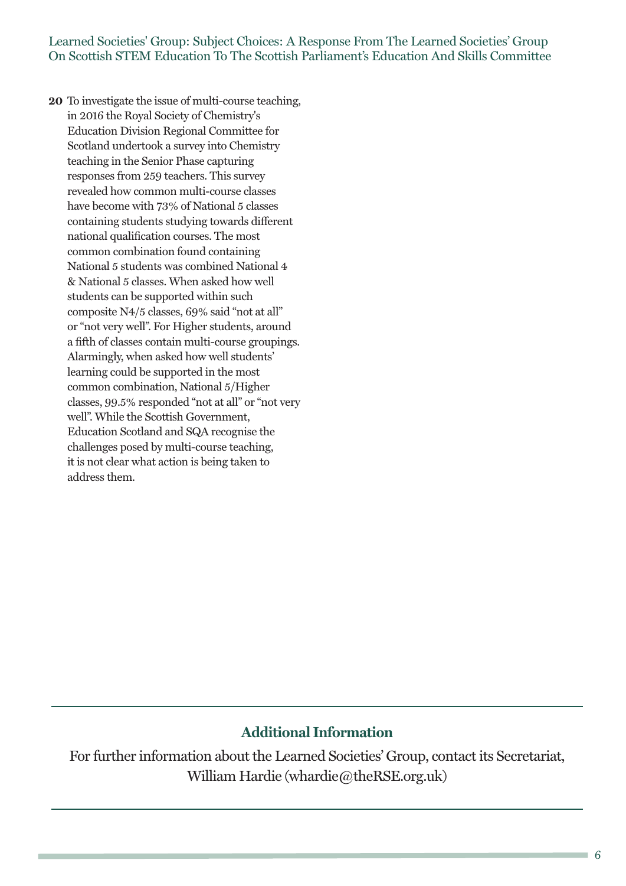**20** To investigate the issue of multi-course teaching, in 2016 the Royal Society of Chemistry's Education Division Regional Committee for Scotland undertook a survey into Chemistry teaching in the Senior Phase capturing responses from 259 teachers. This survey revealed how common multi-course classes have become with 73% of National 5 classes containing students studying towards different national qualification courses. The most common combination found containing National 5 students was combined National 4 & National 5 classes. When asked how well students can be supported within such composite N4/5 classes, 69% said "not at all" or "not very well". For Higher students, around a fifth of classes contain multi-course groupings. Alarmingly, when asked how well students' learning could be supported in the most common combination, National 5/Higher classes, 99.5% responded "not at all" or "not very well". While the Scottish Government, Education Scotland and SQA recognise the challenges posed by multi-course teaching, it is not clear what action is being taken to address them.

---

## Additional Information

For further information about the Learned Societies' Group, contact its Secretariat, William Hardie (whardie@theRSE.org.uk)

---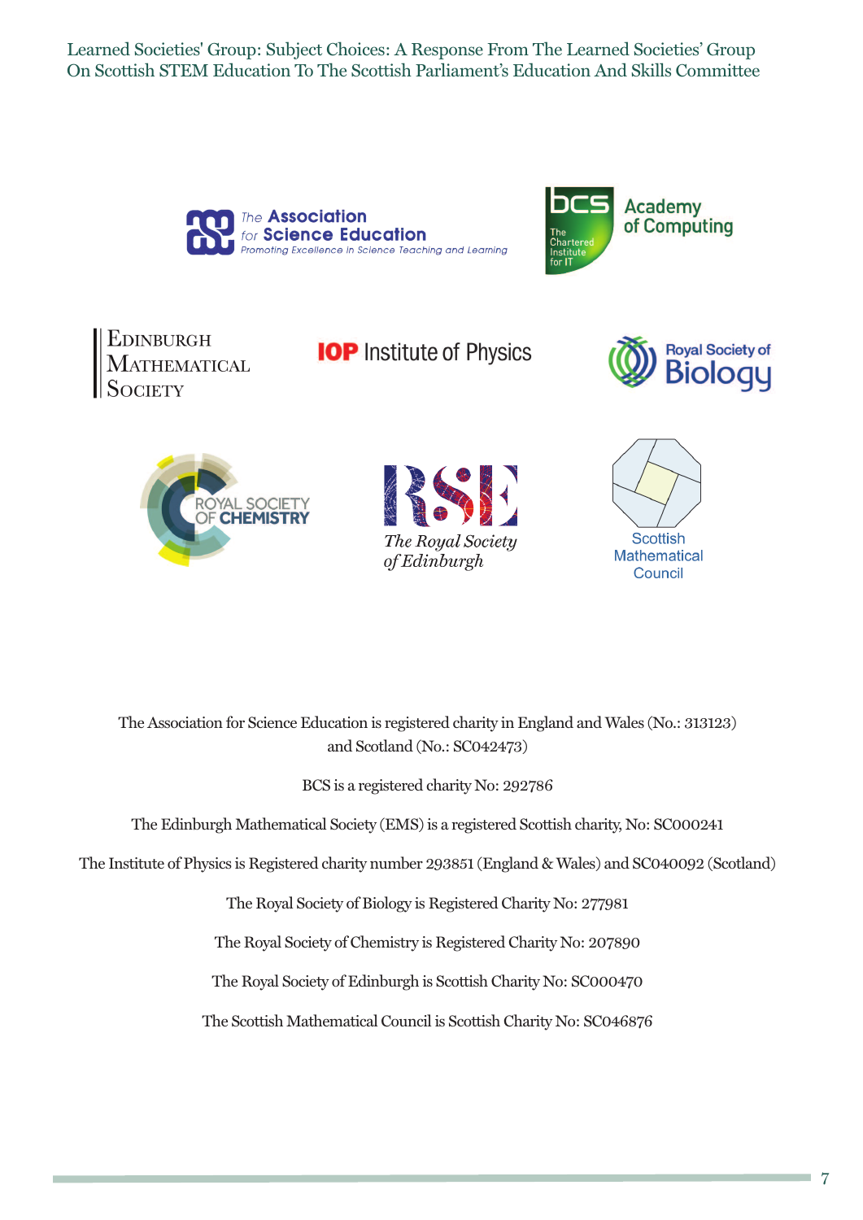The Association for Science Education is registered charity in England and Wales (No.: 313123) and Scotland (No.: SC042473)

BCS is a registered charity No: 292786

The Edinburgh Mathematical Society (EMS) is a registered Scottish charity, No: SC000241

The Institute of Physics is Registered charity number 293851 (England & Wales) and SC040092 (Scotland)

The Royal Society of Biology is Registered Charity No: 277981

The Royal Society of Chemistry is Registered Charity No: 207890

The Royal Society of Edinburgh is Scottish Charity No: SC000470

The Scottish Mathematical Council is Scottish Charity No: SC046876